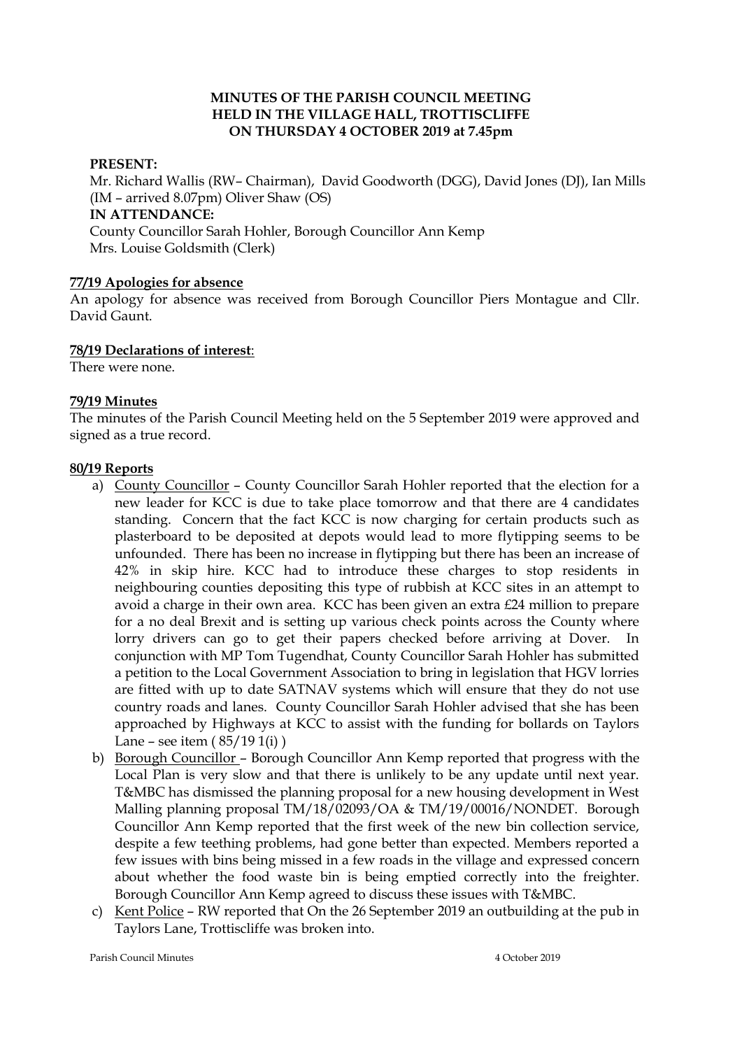# MINUTES OF THE PARISH COUNCIL MEETING HELD IN THE VILLAGE HALL, TROTTISCLIFFE ON THURSDAY 4 OCTOBER 2019 at 7.45pm

**PRESENT:**

Mr. Richard Wallis (RW– Chairman), David Goodworth (DGG), David Jones (DJ), Ian Mills (IM – arrived 8.07pm) Oliver Shaw (OS)

**IN ATTENDANCE:**

County Councillor Sarah Hohler, Borough Councillor Ann Kemp
Mrs. Louise Goldsmith (Clerk)

**77/19 Apologies for absence**

An apology for absence was received from Borough Councillor Piers Montague and Cllr. David Gaunt.

**78/19 Declarations of interest**:

There were none.

**79/19 Minutes**

The minutes of the Parish Council Meeting held on the 5 September 2019 were approved and signed as a true record.

**80/19 Reports**

a) County Councillor – County Councillor Sarah Hohler reported that the election for a new leader for KCC is due to take place tomorrow and that there are 4 candidates standing. Concern that the fact KCC is now charging for certain products such as plasterboard to be deposited at depots would lead to more flytipping seems to be unfounded. There has been no increase in flytipping but there has been an increase of 42% in skip hire. KCC had to introduce these charges to stop residents in neighbouring counties depositing this type of rubbish at KCC sites in an attempt to avoid a charge in their own area. KCC has been given an extra £24 million to prepare for a no deal Brexit and is setting up various check points across the County where lorry drivers can go to get their papers checked before arriving at Dover. In conjunction with MP Tom Tugendhat, County Councillor Sarah Hohler has submitted a petition to the Local Government Association to bring in legislation that HGV lorries are fitted with up to date SATNAV systems which will ensure that they do not use country roads and lanes. County Councillor Sarah Hohler advised that she has been approached by Highways at KCC to assist with the funding for bollards on Taylors Lane – see item ( 85/19 1(i) )

b) Borough Councillor – Borough Councillor Ann Kemp reported that progress with the Local Plan is very slow and that there is unlikely to be any update until next year. T&MBC has dismissed the planning proposal for a new housing development in West Malling planning proposal TM/18/02093/OA & TM/19/00016/NONDET. Borough Councillor Ann Kemp reported that the first week of the new bin collection service, despite a few teething problems, had gone better than expected. Members reported a few issues with bins being missed in a few roads in the village and expressed concern about whether the food waste bin is being emptied correctly into the freighter. Borough Councillor Ann Kemp agreed to discuss these issues with T&MBC.

c) Kent Police – RW reported that On the 26 September 2019 an outbuilding at the pub in Taylors Lane, Trottiscliffe was broken into.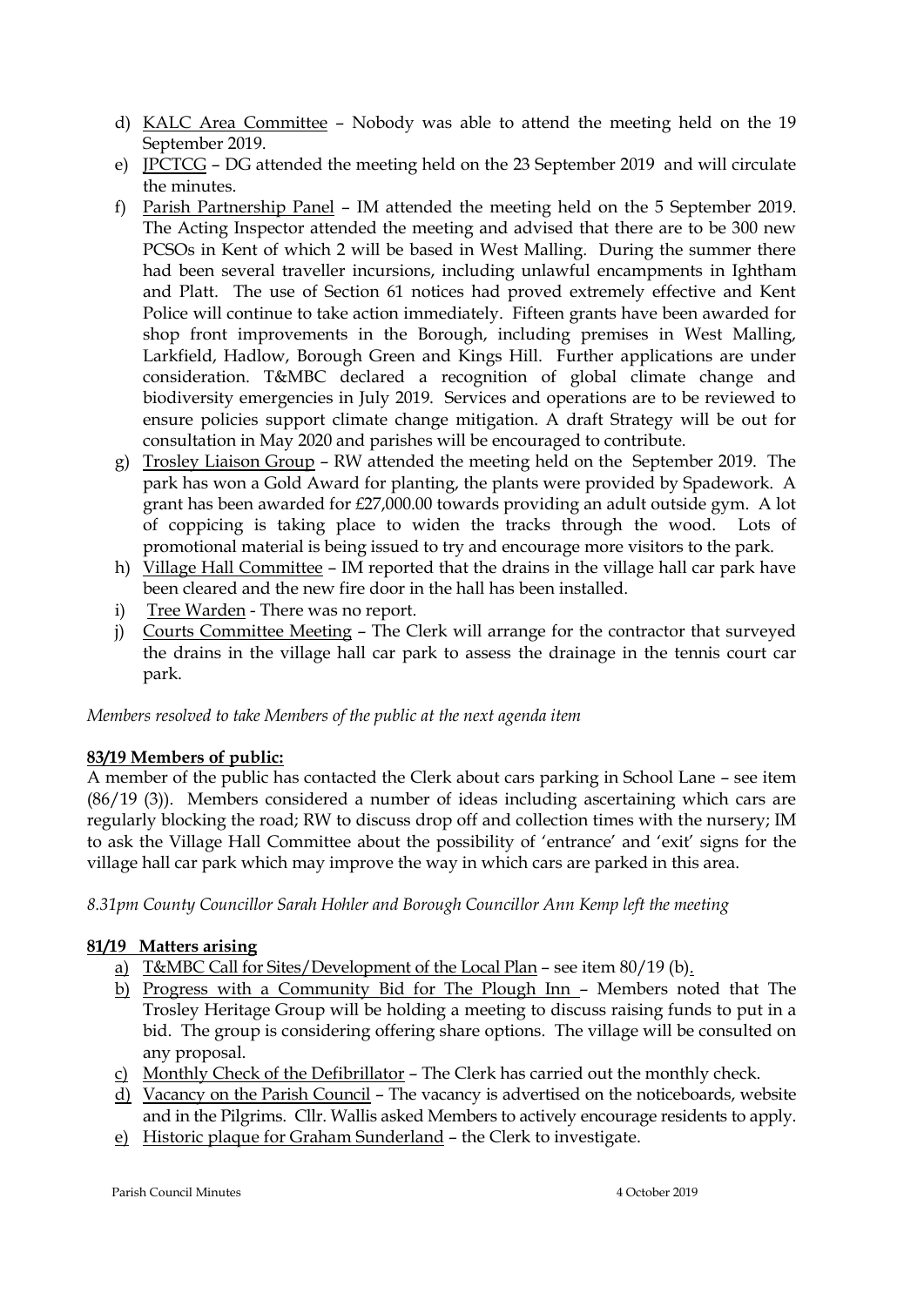d) <u>KALC Area Committee</u> – Nobody was able to attend the meeting held on the 19 September 2019.
e) <u>JPCTCG</u> – DG attended the meeting held on the 23 September 2019 and will circulate the minutes.
f) <u>Parish Partnership Panel</u> – IM attended the meeting held on the 5 September 2019. The Acting Inspector attended the meeting and advised that there are to be 300 new PCSOs in Kent of which 2 will be based in West Malling. During the summer there had been several traveller incursions, including unlawful encampments in Ightham and Platt. The use of Section 61 notices had proved extremely effective and Kent Police will continue to take action immediately. Fifteen grants have been awarded for shop front improvements in the Borough, including premises in West Malling, Larkfield, Hadlow, Borough Green and Kings Hill. Further applications are under consideration. T&MBC declared a recognition of global climate change and biodiversity emergencies in July 2019. Services and operations are to be reviewed to ensure policies support climate change mitigation. A draft Strategy will be out for consultation in May 2020 and parishes will be encouraged to contribute.
g) <u>Trosley Liaison Group</u> – RW attended the meeting held on the September 2019. The park has won a Gold Award for planting, the plants were provided by Spadework. A grant has been awarded for £27,000.00 towards providing an adult outside gym. A lot of coppicing is taking place to widen the tracks through the wood. Lots of promotional material is being issued to try and encourage more visitors to the park.
h) <u>Village Hall Committee</u> – IM reported that the drains in the village hall car park have been cleared and the new fire door in the hall has been installed.
i) <u>Tree Warden</u> - There was no report.
j) <u>Courts Committee Meeting</u> – The Clerk will arrange for the contractor that surveyed the drains in the village hall car park to assess the drainage in the tennis court car park.

*Members resolved to take Members of the public at the next agenda item*

**<u>83/19 Members of public:</u>**

A member of the public has contacted the Clerk about cars parking in School Lane – see item (86/19 (3)). Members considered a number of ideas including ascertaining which cars are regularly blocking the road; RW to discuss drop off and collection times with the nursery; IM to ask the Village Hall Committee about the possibility of 'entrance' and 'exit' signs for the village hall car park which may improve the way in which cars are parked in this area.

*8.31pm County Councillor Sarah Hohler and Borough Councillor Ann Kemp left the meeting*

**<u>81/19 Matters arising</u>**

a) <u>T&MBC Call for Sites/Development of the Local Plan</u> – see item 80/19 (b).
b) <u>Progress with a Community Bid for The Plough Inn</u> – Members noted that The Trosley Heritage Group will be holding a meeting to discuss raising funds to put in a bid. The group is considering offering share options. The village will be consulted on any proposal.
c) <u>Monthly Check of the Defibrillator</u> – The Clerk has carried out the monthly check.
d) <u>Vacancy on the Parish Council</u> – The vacancy is advertised on the noticeboards, website and in the Pilgrims. Cllr. Wallis asked Members to actively encourage residents to apply.
e) <u>Historic plaque for Graham Sunderland</u> – the Clerk to investigate.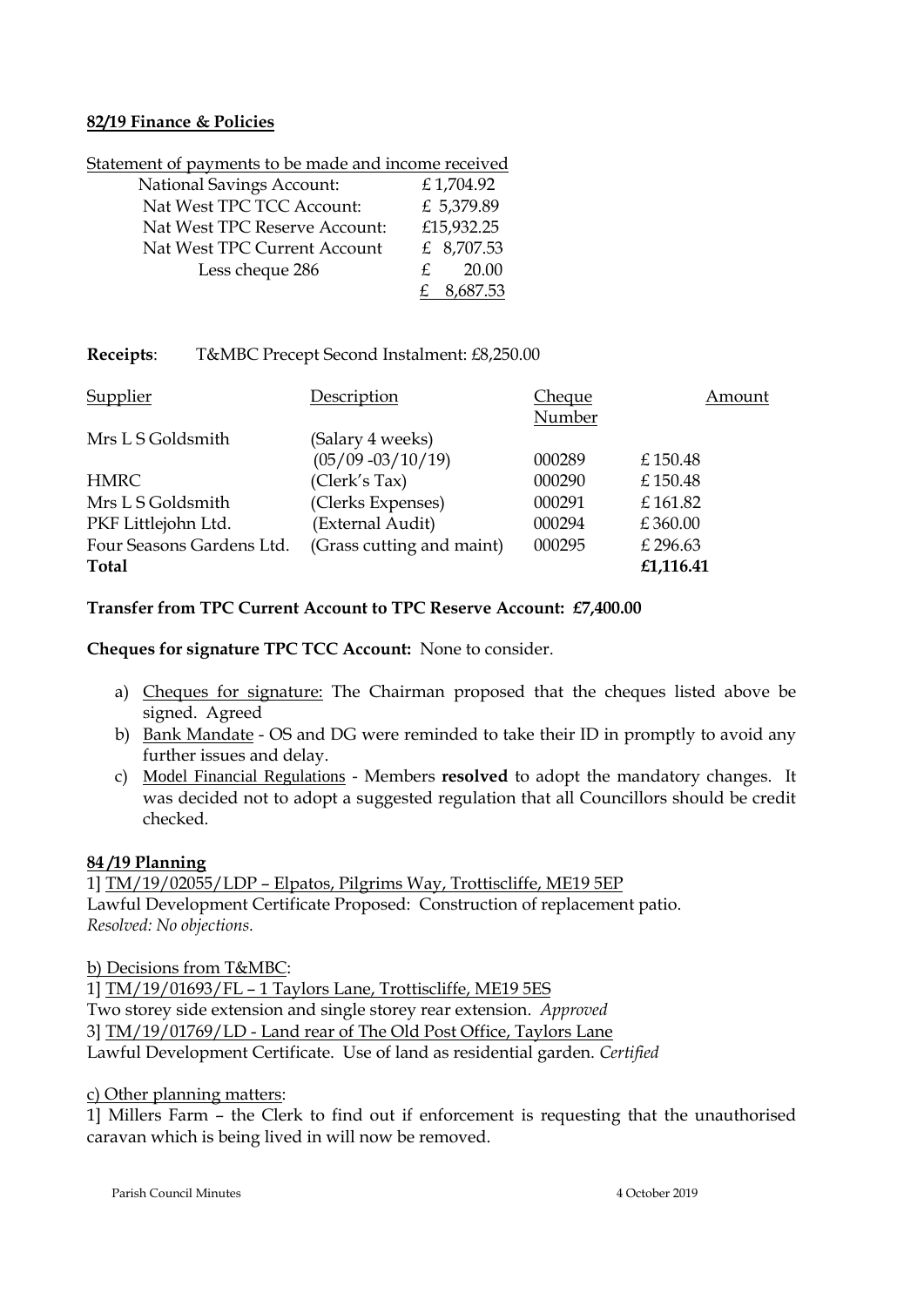**82/19 Finance & Policies**

Statement of payments to be made and income received

| | |
|---|---|
| National Savings Account: | £ 1,704.92 |
| Nat West TPC TCC Account: | £ 5,379.89 |
| Nat West TPC Reserve Account: | £15,932.25 |
| Nat West TPC Current Account | £ 8,707.53 |
| Less cheque 286 | £ 20.00 |
| | £ 8,687.53 |

**Receipts**: T&MBC Precept Second Instalment: £8,250.00

| Supplier | Description | Cheque Number | Amount |
|---|---|---|---|
| Mrs L S Goldsmith | (Salary 4 weeks) (05/09 -03/10/19) | 000289 | £ 150.48 |
| HMRC | (Clerk's Tax) | 000290 | £ 150.48 |
| Mrs L S Goldsmith | (Clerks Expenses) | 000291 | £ 161.82 |
| PKF Littlejohn Ltd. | (External Audit) | 000294 | £ 360.00 |
| Four Seasons Gardens Ltd. | (Grass cutting and maint) | 000295 | £ 296.63 |
| **Total** | | | **£1,116.41** |

**Transfer from TPC Current Account to TPC Reserve Account: £7,400.00**

**Cheques for signature TPC TCC Account:** None to consider.

a) Cheques for signature: The Chairman proposed that the cheques listed above be signed. Agreed
b) Bank Mandate - OS and DG were reminded to take their ID in promptly to avoid any further issues and delay.
c) Model Financial Regulations - Members **resolved** to adopt the mandatory changes. It was decided not to adopt a suggested regulation that all Councillors should be credit checked.

**84 /19 Planning**

1] TM/19/02055/LDP – Elpatos, Pilgrims Way, Trottiscliffe, ME19 5EP
Lawful Development Certificate Proposed: Construction of replacement patio.
*Resolved: No objections.*

b) Decisions from T&MBC:
1] TM/19/01693/FL – 1 Taylors Lane, Trottiscliffe, ME19 5ES
Two storey side extension and single storey rear extension. *Approved*
3] TM/19/01769/LD - Land rear of The Old Post Office, Taylors Lane
Lawful Development Certificate. Use of land as residential garden. *Certified*

c) Other planning matters:
1] Millers Farm – the Clerk to find out if enforcement is requesting that the unauthorised caravan which is being lived in will now be removed.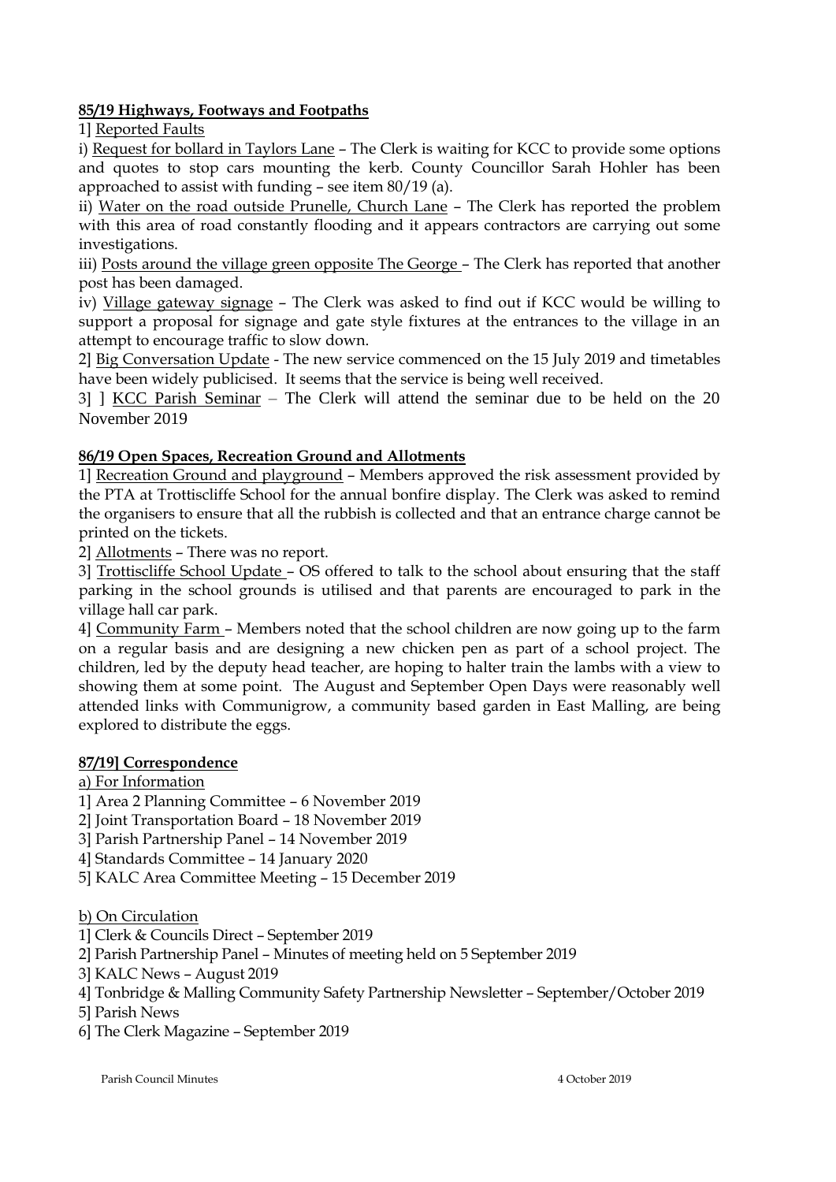**85/19 Highways, Footways and Footpaths**

1] Reported Faults

i) Request for bollard in Taylors Lane – The Clerk is waiting for KCC to provide some options and quotes to stop cars mounting the kerb. County Councillor Sarah Hohler has been approached to assist with funding – see item 80/19 (a).

ii) Water on the road outside Prunelle, Church Lane – The Clerk has reported the problem with this area of road constantly flooding and it appears contractors are carrying out some investigations.

iii) Posts around the village green opposite The George – The Clerk has reported that another post has been damaged.

iv) Village gateway signage – The Clerk was asked to find out if KCC would be willing to support a proposal for signage and gate style fixtures at the entrances to the village in an attempt to encourage traffic to slow down.

2] Big Conversation Update - The new service commenced on the 15 July 2019 and timetables have been widely publicised. It seems that the service is being well received.

3] ] KCC Parish Seminar – The Clerk will attend the seminar due to be held on the 20 November 2019

**86/19 Open Spaces, Recreation Ground and Allotments**

1] Recreation Ground and playground – Members approved the risk assessment provided by the PTA at Trottiscliffe School for the annual bonfire display. The Clerk was asked to remind the organisers to ensure that all the rubbish is collected and that an entrance charge cannot be printed on the tickets.

2] Allotments – There was no report.

3] Trottiscliffe School Update – OS offered to talk to the school about ensuring that the staff parking in the school grounds is utilised and that parents are encouraged to park in the village hall car park.

4] Community Farm – Members noted that the school children are now going up to the farm on a regular basis and are designing a new chicken pen as part of a school project. The children, led by the deputy head teacher, are hoping to halter train the lambs with a view to showing them at some point. The August and September Open Days were reasonably well attended links with Communigrow, a community based garden in East Malling, are being explored to distribute the eggs.

**87/19] Correspondence**

a) For Information

1] Area 2 Planning Committee – 6 November 2019
2] Joint Transportation Board – 18 November 2019
3] Parish Partnership Panel – 14 November 2019
4] Standards Committee – 14 January 2020
5] KALC Area Committee Meeting – 15 December 2019

b) On Circulation

1] Clerk & Councils Direct – September 2019
2] Parish Partnership Panel – Minutes of meeting held on 5 September 2019
3] KALC News – August 2019
4] Tonbridge & Malling Community Safety Partnership Newsletter – September/October 2019
5] Parish News
6] The Clerk Magazine – September 2019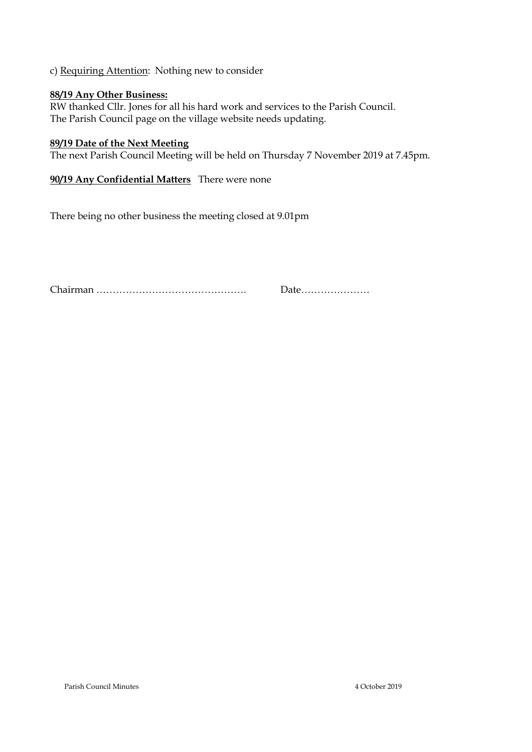c) Requiring Attention: Nothing new to consider

**88/19 Any Other Business:**

RW thanked Cllr. Jones for all his hard work and services to the Parish Council.
The Parish Council page on the village website needs updating.

**89/19 Date of the Next Meeting**

The next Parish Council Meeting will be held on Thursday 7 November 2019 at 7.45pm.

**90/19 Any Confidential Matters** There were none

There being no other business the meeting closed at 9.01pm

Chairman ………………………………………. Date…………………